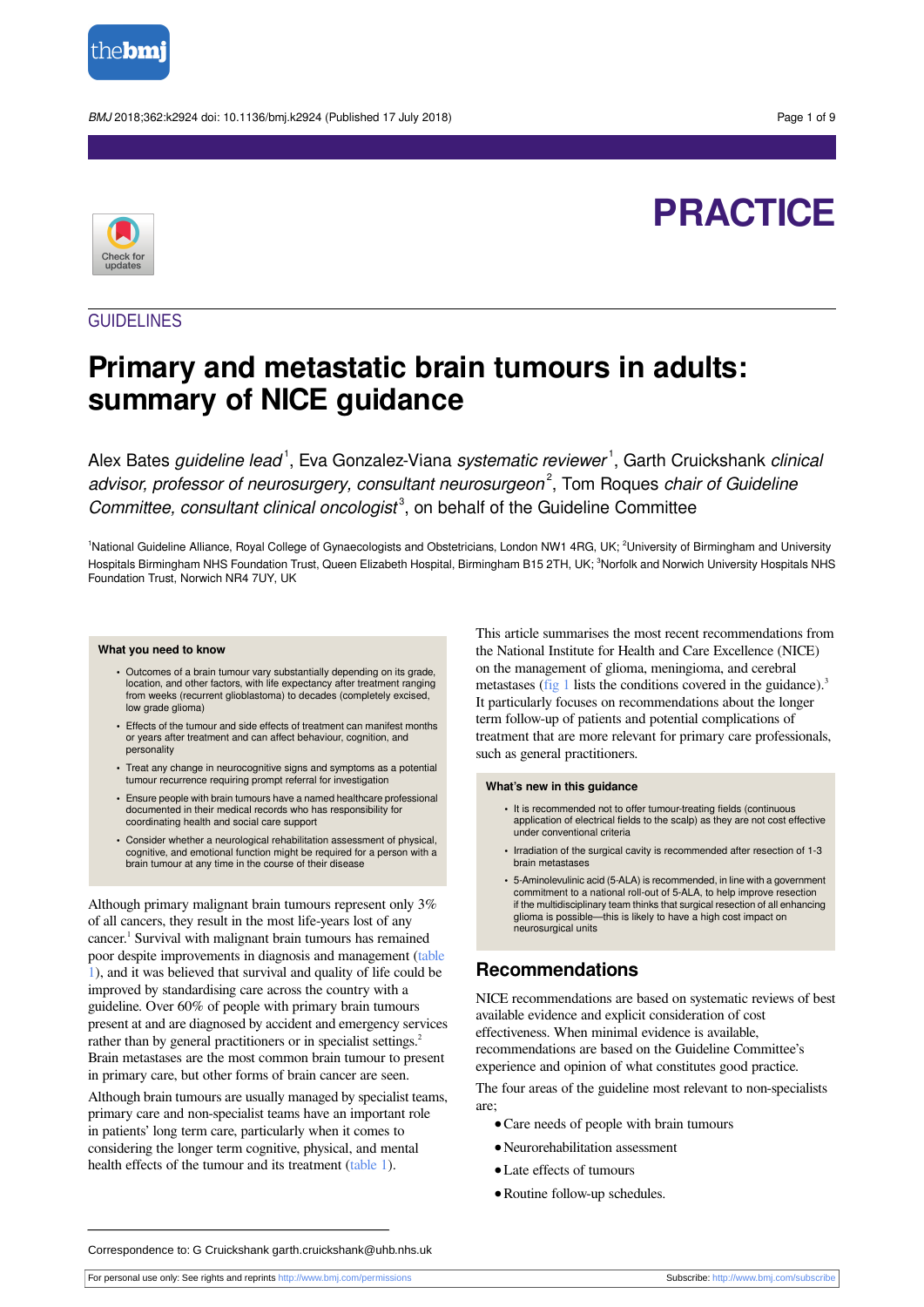PRACTICE

GUIDELINES

# Primary and metastatic brain tumours in adults: summary of NICE guidance

Alex Bates *guideline lead*[1], Eva Gonzalez-Viana *systematic reviewer*[1], Garth Cruickshank *clinical advisor, professor of neurosurgery, consultant neurosurgeon*[2], Tom Roques *chair of Guideline Committee, consultant clinical oncologist*[3], on behalf of the Guideline Committee

[1]National Guideline Alliance, Royal College of Gynaecologists and Obstetricians, London NW1 4RG, UK; [2]University of Birmingham and University Hospitals Birmingham NHS Foundation Trust, Queen Elizabeth Hospital, Birmingham B15 2TH, UK; [3]Norfolk and Norwich University Hospitals NHS Foundation Trust, Norwich NR4 7UY, UK

> **What you need to know**
>
> - Outcomes of a brain tumour vary substantially depending on its grade, location, and other factors, with life expectancy after treatment ranging from weeks (recurrent glioblastoma) to decades (completely excised, low grade glioma)
> - Effects of the tumour and side effects of treatment can manifest months or years after treatment and can affect behaviour, cognition, and personality
> - Treat any change in neurocognitive signs and symptoms as a potential tumour recurrence requiring prompt referral for investigation
> - Ensure people with brain tumours have a named healthcare professional documented in their medical records who has responsibility for coordinating health and social care support
> - Consider whether a neurological rehabilitation assessment of physical, cognitive, and emotional function might be required for a person with a brain tumour at any time in the course of their disease

Although primary malignant brain tumours represent only 3% of all cancers, they result in the most life-years lost of any cancer.[1] Survival with malignant brain tumours has remained poor despite improvements in diagnosis and management (table 1), and it was believed that survival and quality of life could be improved by standardising care across the country with a guideline. Over 60% of people with primary brain tumours present at and are diagnosed by accident and emergency services rather than by general practitioners or in specialist settings.[2] Brain metastases are the most common brain tumour to present in primary care, but other forms of brain cancer are seen.

Although brain tumours are usually managed by specialist teams, primary care and non-specialist teams have an important role in patients' long term care, particularly when it comes to considering the longer term cognitive, physical, and mental health effects of the tumour and its treatment (table 1).

This article summarises the most recent recommendations from the National Institute for Health and Care Excellence (NICE) on the management of glioma, meningioma, and cerebral metastases (fig 1 lists the conditions covered in the guidance).[3] It particularly focuses on recommendations about the longer term follow-up of patients and potential complications of treatment that are more relevant for primary care professionals, such as general practitioners.

> **What's new in this guidance**
>
> - It is recommended not to offer tumour-treating fields (continuous application of electrical fields to the scalp) as they are not cost effective under conventional criteria
> - Irradiation of the surgical cavity is recommended after resection of 1-3 brain metastases
> - 5-Aminolevulinic acid (5-ALA) is recommended, in line with a government commitment to a national roll-out of 5-ALA, to help improve resection if the multidisciplinary team thinks that surgical resection of all enhancing glioma is possible—this is likely to have a high cost impact on neurosurgical units

## Recommendations

NICE recommendations are based on systematic reviews of best available evidence and explicit consideration of cost effectiveness. When minimal evidence is available, recommendations are based on the Guideline Committee's experience and opinion of what constitutes good practice.

The four areas of the guideline most relevant to non-specialists are;

- Care needs of people with brain tumours
- Neurorehabilitation assessment
- Late effects of tumours
- Routine follow-up schedules.

Correspondence to: G Cruickshank garth.cruickshank@uhb.nhs.uk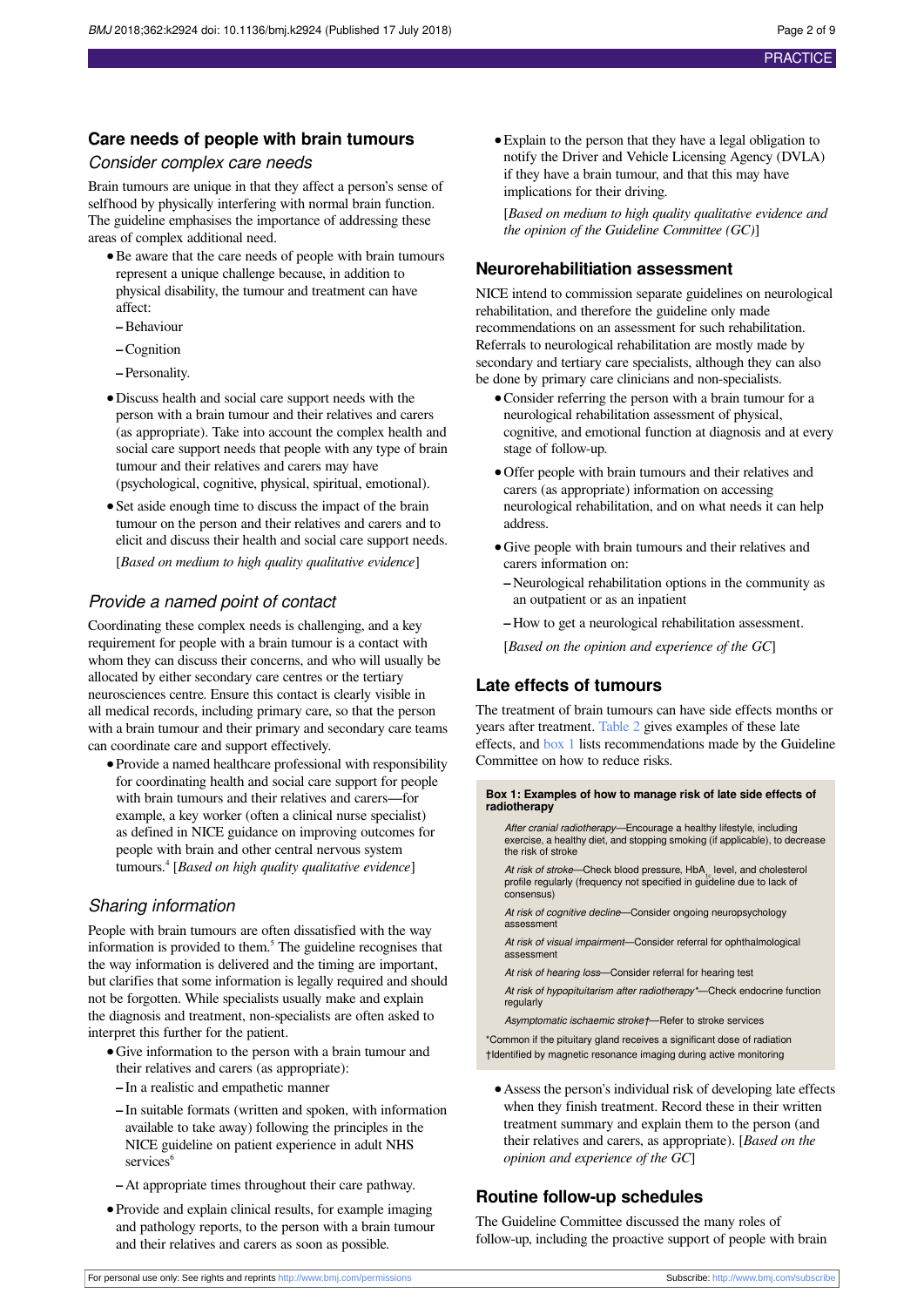## Care needs of people with brain tumours

### Consider complex care needs

Brain tumours are unique in that they affect a person's sense of selfhood by physically interfering with normal brain function. The guideline emphasises the importance of addressing these areas of complex additional need.

- Be aware that the care needs of people with brain tumours represent a unique challenge because, in addition to physical disability, the tumour and treatment can have affect:
  - Behaviour
  - Cognition
  - Personality.
- Discuss health and social care support needs with the person with a brain tumour and their relatives and carers (as appropriate). Take into account the complex health and social care support needs that people with any type of brain tumour and their relatives and carers may have (psychological, cognitive, physical, spiritual, emotional).
- Set aside enough time to discuss the impact of the brain tumour on the person and their relatives and carers and to elicit and discuss their health and social care support needs.

[*Based on medium to high quality qualitative evidence*]

### Provide a named point of contact

Coordinating these complex needs is challenging, and a key requirement for people with a brain tumour is a contact with whom they can discuss their concerns, and who will usually be allocated by either secondary care centres or the tertiary neurosciences centre. Ensure this contact is clearly visible in all medical records, including primary care, so that the person with a brain tumour and their primary and secondary care teams can coordinate care and support effectively.

- Provide a named healthcare professional with responsibility for coordinating health and social care support for people with brain tumours and their relatives and carers—for example, a key worker (often a clinical nurse specialist) as defined in NICE guidance on improving outcomes for people with brain and other central nervous system tumours.[4] [*Based on high quality qualitative evidence*]

### Sharing information

People with brain tumours are often dissatisfied with the way information is provided to them.[5] The guideline recognises that the way information is delivered and the timing are important, but clarifies that some information is legally required and should not be forgotten. While specialists usually make and explain the diagnosis and treatment, non-specialists are often asked to interpret this further for the patient.

- Give information to the person with a brain tumour and their relatives and carers (as appropriate):
  - In a realistic and empathetic manner
  - In suitable formats (written and spoken, with information available to take away) following the principles in the NICE guideline on patient experience in adult NHS services[6]
  - At appropriate times throughout their care pathway.
- Provide and explain clinical results, for example imaging and pathology reports, to the person with a brain tumour and their relatives and carers as soon as possible.
- Explain to the person that they have a legal obligation to notify the Driver and Vehicle Licensing Agency (DVLA) if they have a brain tumour, and that this may have implications for their driving.

[*Based on medium to high quality qualitative evidence and the opinion of the Guideline Committee (GC)*]

## Neurorehabilitiation assessment

NICE intend to commission separate guidelines on neurological rehabilitation, and therefore the guideline only made recommendations on an assessment for such rehabilitation. Referrals to neurological rehabilitation are mostly made by secondary and tertiary care specialists, although they can also be done by primary care clinicians and non-specialists.

- Consider referring the person with a brain tumour for a neurological rehabilitation assessment of physical, cognitive, and emotional function at diagnosis and at every stage of follow-up.
- Offer people with brain tumours and their relatives and carers (as appropriate) information on accessing neurological rehabilitation, and on what needs it can help address.
- Give people with brain tumours and their relatives and carers information on:
  - Neurological rehabilitation options in the community as an outpatient or as an inpatient
  - How to get a neurological rehabilitation assessment.

[*Based on the opinion and experience of the GC*]

## Late effects of tumours

The treatment of brain tumours can have side effects months or years after treatment. Table 2 gives examples of these late effects, and box 1 lists recommendations made by the Guideline Committee on how to reduce risks.

**Box 1: Examples of how to manage risk of late side effects of radiotherapy**

*After cranial radiotherapy*—Encourage a healthy lifestyle, including exercise, a healthy diet, and stopping smoking (if applicable), to decrease the risk of stroke

*At risk of stroke*—Check blood pressure, $HbA_{1c}$ level, and cholesterol profile regularly (frequency not specified in guideline due to lack of consensus)

*At risk of cognitive decline*—Consider ongoing neuropsychology assessment

*At risk of visual impairment*—Consider referral for ophthalmological assessment

*At risk of hearing loss*—Consider referral for hearing test

*At risk of hypopituitarism after radiotherapy\**—Check endocrine function regularly

*Asymptomatic ischaemic stroke†*—Refer to stroke services

\*Common if the pituitary gland receives a significant dose of radiation

†Identified by magnetic resonance imaging during active monitoring

- Assess the person's individual risk of developing late effects when they finish treatment. Record these in their written treatment summary and explain them to the person (and their relatives and carers, as appropriate). [*Based on the opinion and experience of the GC*]

## Routine follow-up schedules

The Guideline Committee discussed the many roles of follow-up, including the proactive support of people with brain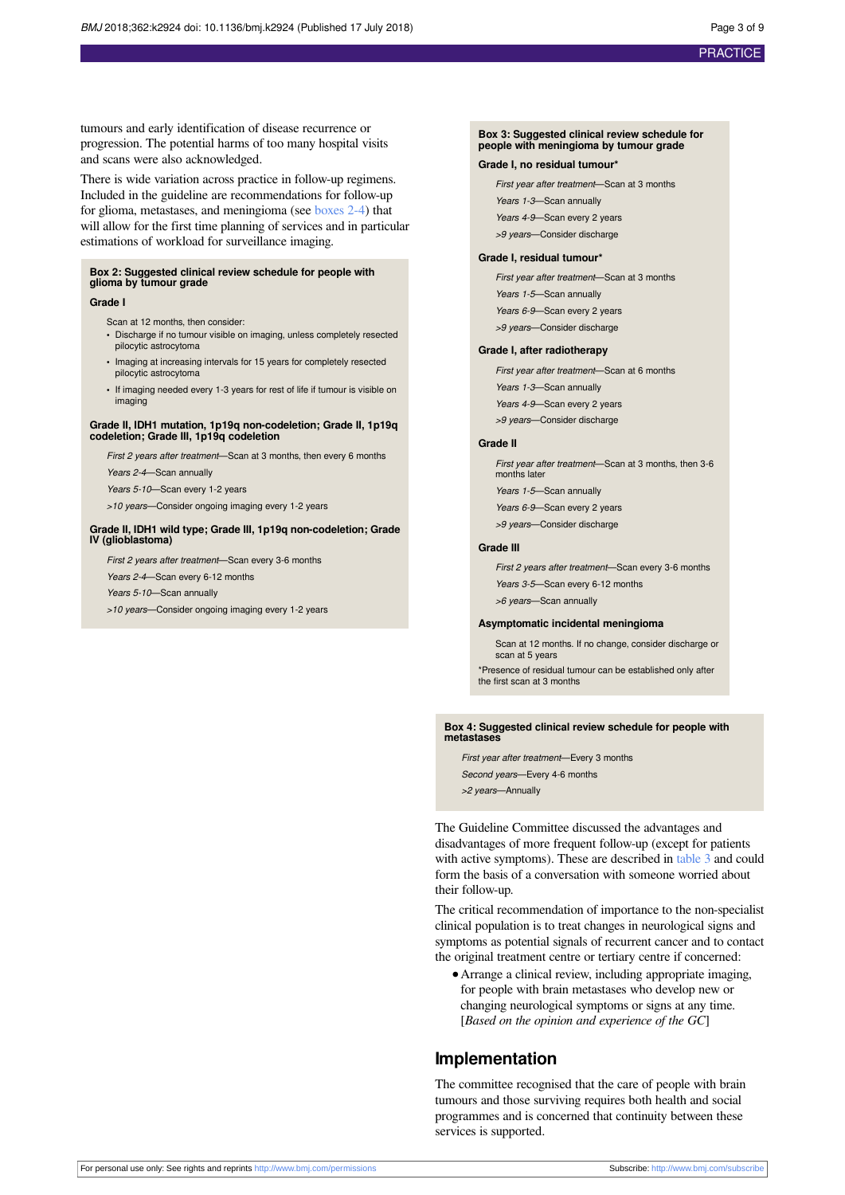tumours and early identification of disease recurrence or progression. The potential harms of too many hospital visits and scans were also acknowledged.

There is wide variation across practice in follow-up regimens. Included in the guideline are recommendations for follow-up for glioma, metastases, and meningioma (see boxes 2-4) that will allow for the first time planning of services and in particular estimations of workload for surveillance imaging.

**Box 2: Suggested clinical review schedule for people with glioma by tumour grade**

**Grade I**

Scan at 12 months, then consider:

- Discharge if no tumour visible on imaging, unless completely resected pilocytic astrocytoma
- Imaging at increasing intervals for 15 years for completely resected pilocytic astrocytoma
- If imaging needed every 1-3 years for rest of life if tumour is visible on imaging

**Grade II, IDH1 mutation, 1p19q non-codeletion; Grade II, 1p19q codeletion; Grade III, 1p19q codeletion**

*First 2 years after treatment*—Scan at 3 months, then every 6 months

*Years 2-4*—Scan annually

*Years 5-10*—Scan every 1-2 years

*>10 years*—Consider ongoing imaging every 1-2 years

**Grade II, IDH1 wild type; Grade III, 1p19q non-codeletion; Grade IV (glioblastoma)**

*First 2 years after treatment*—Scan every 3-6 months

*Years 2-4*—Scan every 6-12 months

*Years 5-10*—Scan annually

*>10 years*—Consider ongoing imaging every 1-2 years

**Box 3: Suggested clinical review schedule for people with meningioma by tumour grade**

**Grade I, no residual tumour***

*First year after treatment*—Scan at 3 months

*Years 1-3*—Scan annually

*Years 4-9*—Scan every 2 years

*>9 years*—Consider discharge

**Grade I, residual tumour***

*First year after treatment*—Scan at 3 months

*Years 1-5*—Scan annually

*Years 6-9*—Scan every 2 years

*>9 years*—Consider discharge

**Grade I, after radiotherapy**

*First year after treatment*—Scan at 6 months

*Years 1-3*—Scan annually

*Years 4-9*—Scan every 2 years

*>9 years*—Consider discharge

**Grade II**

*First year after treatment*—Scan at 3 months, then 3-6 months later

*Years 1-5*—Scan annually

*Years 6-9*—Scan every 2 years

*>9 years*—Consider discharge

**Grade III**

*First 2 years after treatment*—Scan every 3-6 months

*Years 3-5*—Scan every 6-12 months

*>6 years*—Scan annually

**Asymptomatic incidental meningioma**

Scan at 12 months. If no change, consider discharge or scan at 5 years

*Presence of residual tumour can be established only after the first scan at 3 months

**Box 4: Suggested clinical review schedule for people with metastases**

*First year after treatment*—Every 3 months

*Second years*—Every 4-6 months

*>2 years*—Annually

The Guideline Committee discussed the advantages and disadvantages of more frequent follow-up (except for patients with active symptoms). These are described in table 3 and could form the basis of a conversation with someone worried about their follow-up.

The critical recommendation of importance to the non-specialist clinical population is to treat changes in neurological signs and symptoms as potential signals of recurrent cancer and to contact the original treatment centre or tertiary centre if concerned:

- Arrange a clinical review, including appropriate imaging, for people with brain metastases who develop new or changing neurological symptoms or signs at any time. [*Based on the opinion and experience of the GC*]

## Implementation

The committee recognised that the care of people with brain tumours and those surviving requires both health and social programmes and is concerned that continuity between these services is supported.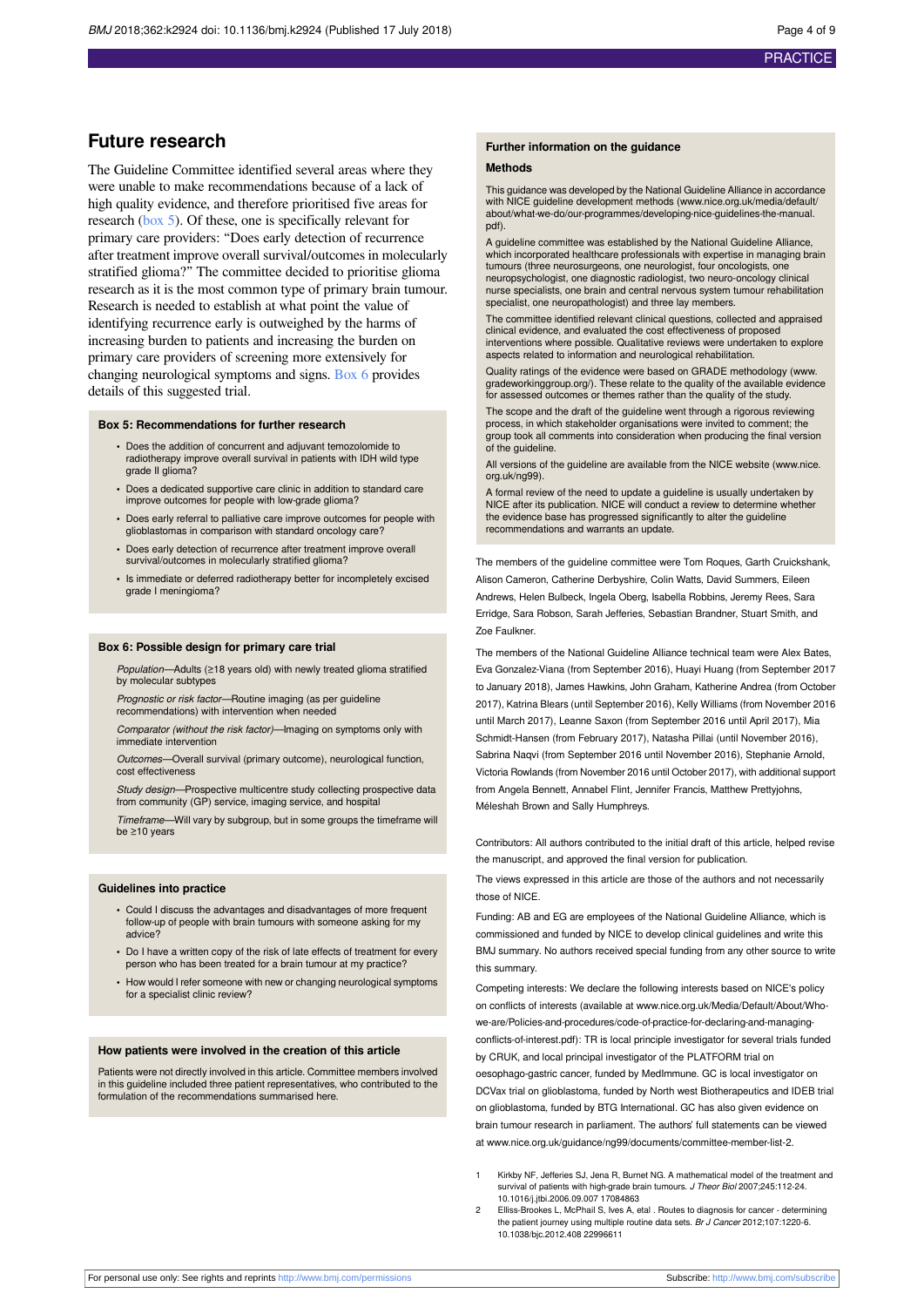## Future research

The Guideline Committee identified several areas where they were unable to make recommendations because of a lack of high quality evidence, and therefore prioritised five areas for research (box 5). Of these, one is specifically relevant for primary care providers: "Does early detection of recurrence after treatment improve overall survival/outcomes in molecularly stratified glioma?" The committee decided to prioritise glioma research as it is the most common type of primary brain tumour. Research is needed to establish at what point the value of identifying recurrence early is outweighed by the harms of increasing burden to patients and increasing the burden on primary care providers of screening more extensively for changing neurological symptoms and signs. Box 6 provides details of this suggested trial.

### Box 5: Recommendations for further research

- Does the addition of concurrent and adjuvant temozolomide to radiotherapy improve overall survival in patients with IDH wild type grade II glioma?
- Does a dedicated supportive care clinic in addition to standard care improve outcomes for people with low-grade glioma?
- Does early referral to palliative care improve outcomes for people with glioblastomas in comparison with standard oncology care?
- Does early detection of recurrence after treatment improve overall survival/outcomes in molecularly stratified glioma?
- Is immediate or deferred radiotherapy better for incompletely excised grade I meningioma?

### Box 6: Possible design for primary care trial

*Population*—Adults (≥18 years old) with newly treated glioma stratified by molecular subtypes

*Prognostic or risk factor*—Routine imaging (as per guideline recommendations) with intervention when needed

*Comparator (without the risk factor)*—Imaging on symptoms only with immediate intervention

*Outcomes*—Overall survival (primary outcome), neurological function, cost effectiveness

*Study design*—Prospective multicentre study collecting prospective data from community (GP) service, imaging service, and hospital

*Timeframe*—Will vary by subgroup, but in some groups the timeframe will be ≥10 years

### Guidelines into practice

- Could I discuss the advantages and disadvantages of more frequent follow-up of people with brain tumours with someone asking for my advice?
- Do I have a written copy of the risk of late effects of treatment for every person who has been treated for a brain tumour at my practice?
- How would I refer someone with new or changing neurological symptoms for a specialist clinic review?

### How patients were involved in the creation of this article

Patients were not directly involved in this article. Committee members involved in this guideline included three patient representatives, who contributed to the formulation of the recommendations summarised here.

### Further information on the guidance

#### Methods

This guidance was developed by the National Guideline Alliance in accordance with NICE guideline development methods (www.nice.org.uk/media/default/about/what-we-do/our-programmes/developing-nice-guidelines-the-manual.pdf).

A guideline committee was established by the National Guideline Alliance, which incorporated healthcare professionals with expertise in managing brain tumours (three neurosurgeons, one neurologist, four oncologists, one neuropsychologist, one diagnostic radiologist, two neuro-oncology clinical nurse specialists, one brain and central nervous system tumour rehabilitation specialist, one neuropathologist) and three lay members.

The committee identified relevant clinical questions, collected and appraised clinical evidence, and evaluated the cost effectiveness of proposed interventions where possible. Qualitative reviews were undertaken to explore aspects related to information and neurological rehabilitation.

Quality ratings of the evidence were based on GRADE methodology (www.gradeworkinggroup.org/). These relate to the quality of the available evidence for assessed outcomes or themes rather than the quality of the study.

The scope and the draft of the guideline went through a rigorous reviewing process, in which stakeholder organisations were invited to comment; the group took all comments into consideration when producing the final version of the guideline.

All versions of the guideline are available from the NICE website (www.nice.org.uk/ng99).

A formal review of the need to update a guideline is usually undertaken by NICE after its publication. NICE will conduct a review to determine whether the evidence base has progressed significantly to alter the guideline recommendations and warrants an update.

The members of the guideline committee were Tom Roques, Garth Cruickshank, Alison Cameron, Catherine Derbyshire, Colin Watts, David Summers, Eileen Andrews, Helen Bulbeck, Ingela Oberg, Isabella Robbins, Jeremy Rees, Sara Erridge, Sara Robson, Sarah Jefferies, Sebastian Brandner, Stuart Smith, and Zoe Faulkner.

The members of the National Guideline Alliance technical team were Alex Bates, Eva Gonzalez-Viana (from September 2016), Huayi Huang (from September 2017 to January 2018), James Hawkins, John Graham, Katherine Andrea (from October 2017), Katrina Blears (until September 2016), Kelly Williams (from November 2016 until March 2017), Leanne Saxon (from September 2016 until April 2017), Mia Schmidt-Hansen (from February 2017), Natasha Pillai (until November 2016), Sabrina Naqvi (from September 2016 until November 2016), Stephanie Arnold, Victoria Rowlands (from November 2016 until October 2017), with additional support from Angela Bennett, Annabel Flint, Jennifer Francis, Matthew Prettyjohns, Méleshah Brown and Sally Humphreys.

Contributors: All authors contributed to the initial draft of this article, helped revise the manuscript, and approved the final version for publication.

The views expressed in this article are those of the authors and not necessarily those of NICE.

Funding: AB and EG are employees of the National Guideline Alliance, which is commissioned and funded by NICE to develop clinical guidelines and write this BMJ summary. No authors received special funding from any other source to write this summary.

Competing interests: We declare the following interests based on NICE's policy on conflicts of interests (available at www.nice.org.uk/Media/Default/About/Who-we-are/Policies-and-procedures/code-of-practice-for-declaring-and-managing-conflicts-of-interest.pdf): TR is local principle investigator for several trials funded by CRUK, and local principal investigator of the PLATFORM trial on oesophago-gastric cancer, funded by MedImmune. GC is local investigator on DCVax trial on glioblastoma, funded by North west Biotherapeutics and IDEB trial on glioblastoma, funded by BTG International. GC has also given evidence on brain tumour research in parliament. The authors' full statements can be viewed at www.nice.org.uk/guidance/ng99/documents/committee-member-list-2.

1. Kirkby NF, Jefferies SJ, Jena R, Burnet NG. A mathematical model of the treatment and survival of patients with high-grade brain tumours. *J Theor Biol* 2007;245:112-24. 10.1016/j.jtbi.2006.09.007 17084863
2. Elliss-Brookes L, McPhail S, Ives A, etal . Routes to diagnosis for cancer - determining the patient journey using multiple routine data sets. *Br J Cancer* 2012;107:1220-6. 10.1038/bjc.2012.408 22996611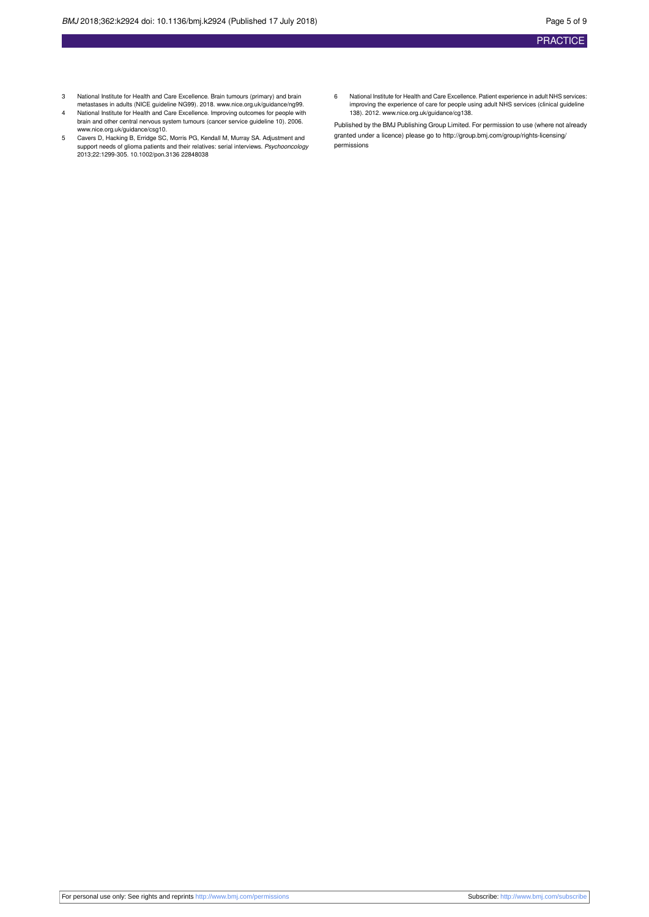3 National Institute for Health and Care Excellence. Brain tumours (primary) and brain metastases in adults (NICE guideline NG99). 2018. www.nice.org.uk/guidance/ng99.

4 National Institute for Health and Care Excellence. Improving outcomes for people with brain and other central nervous system tumours (cancer service guideline 10). 2006. www.nice.org.uk/guidance/csg10.

5 Cavers D, Hacking B, Erridge SC, Morris PG, Kendall M, Murray SA. Adjustment and support needs of glioma patients and their relatives: serial interviews. *Psychooncology* 2013;22:1299-305. 10.1002/pon.3136 22848038

6 National Institute for Health and Care Excellence. Patient experience in adult NHS services: improving the experience of care for people using adult NHS services (clinical guideline 138). 2012. www.nice.org.uk/guidance/cg138.

Published by the BMJ Publishing Group Limited. For permission to use (where not already granted under a licence) please go to http://group.bmj.com/group/rights-licensing/permissions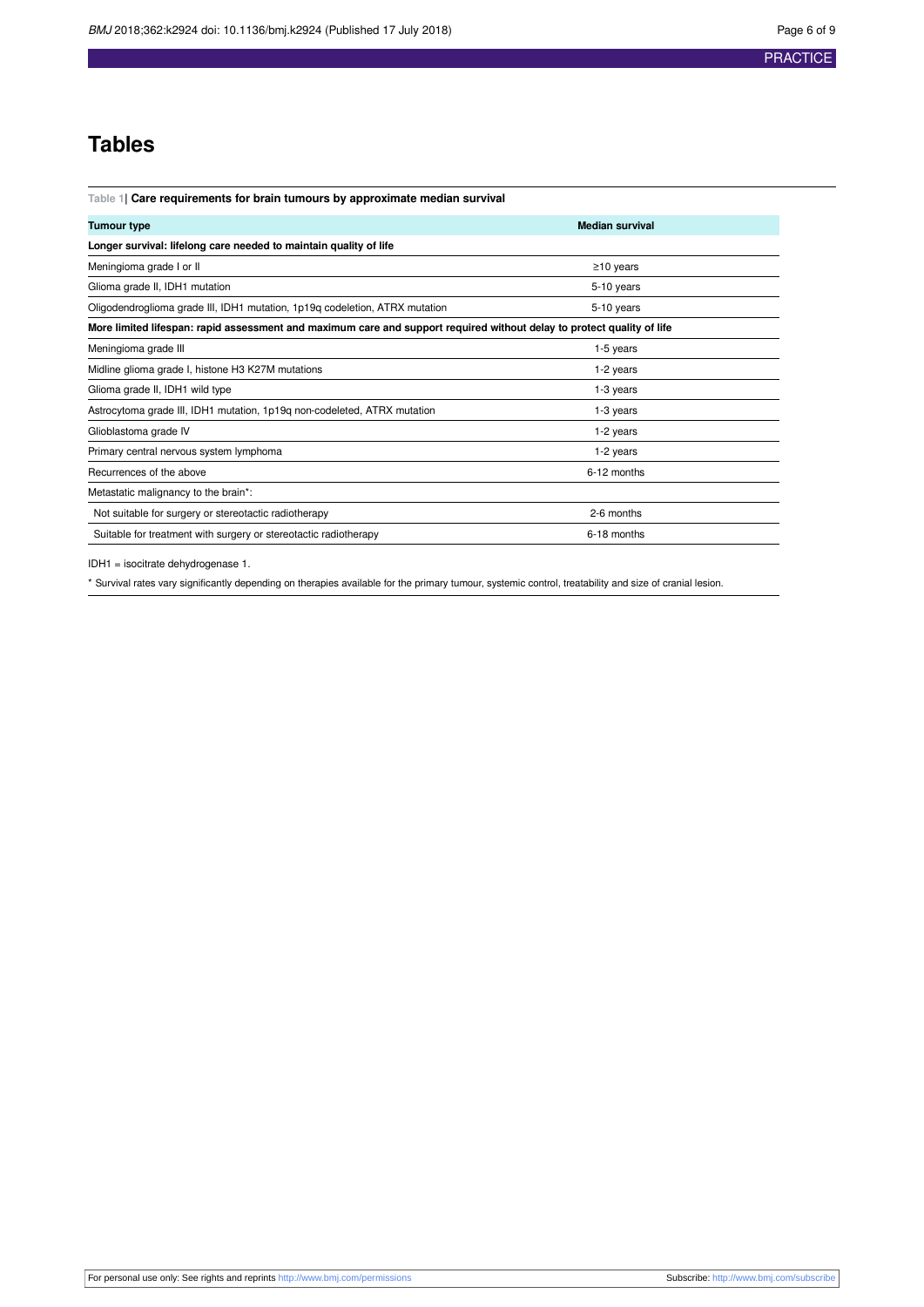# Tables

**Table 1| Care requirements for brain tumours by approximate median survival**

| Tumour type | Median survival |
|---|---|
| **Longer survival: lifelong care needed to maintain quality of life** | |
| Meningioma grade I or II | ≥10 years |
| Glioma grade II, IDH1 mutation | 5-10 years |
| Oligodendroglioma grade III, IDH1 mutation, 1p19q codeletion, ATRX mutation | 5-10 years |
| **More limited lifespan: rapid assessment and maximum care and support required without delay to protect quality of life** | |
| Meningioma grade III | 1-5 years |
| Midline glioma grade I, histone H3 K27M mutations | 1-2 years |
| Glioma grade II, IDH1 wild type | 1-3 years |
| Astrocytoma grade III, IDH1 mutation, 1p19q non-codeleted, ATRX mutation | 1-3 years |
| Glioblastoma grade IV | 1-2 years |
| Primary central nervous system lymphoma | 1-2 years |
| Recurrences of the above | 6-12 months |
| Metastatic malignancy to the brain*: | |
| Not suitable for surgery or stereotactic radiotherapy | 2-6 months |
| Suitable for treatment with surgery or stereotactic radiotherapy | 6-18 months |

IDH1 = isocitrate dehydrogenase 1.

* Survival rates vary significantly depending on therapies available for the primary tumour, systemic control, treatability and size of cranial lesion.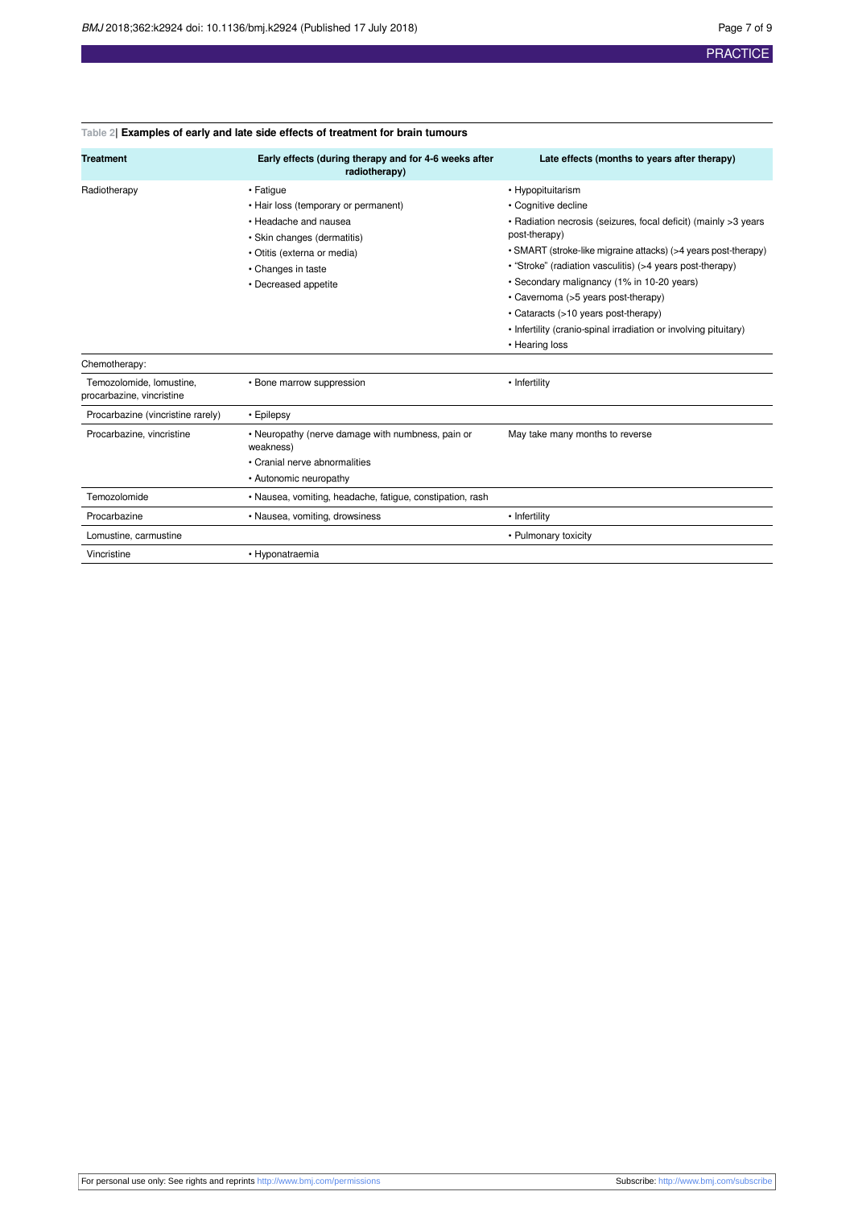**Table 2| Examples of early and late side effects of treatment for brain tumours**

| Treatment | Early effects (during therapy and for 4-6 weeks after radiotherapy) | Late effects (months to years after therapy) |
|---|---|---|
| Radiotherapy | • Fatigue<br>• Hair loss (temporary or permanent)<br>• Headache and nausea<br>• Skin changes (dermatitis)<br>• Otitis (externa or media)<br>• Changes in taste<br>• Decreased appetite | • Hypopituitarism<br>• Cognitive decline<br>• Radiation necrosis (seizures, focal deficit) (mainly >3 years post-therapy)<br>• SMART (stroke-like migraine attacks) (>4 years post-therapy)<br>• "Stroke" (radiation vasculitis) (>4 years post-therapy)<br>• Secondary malignancy (1% in 10-20 years)<br>• Cavernoma (>5 years post-therapy)<br>• Cataracts (>10 years post-therapy)<br>• Infertility (cranio-spinal irradiation or involving pituitary)<br>• Hearing loss |
| Chemotherapy: | | |
| Temozolomide, lomustine, procarbazine, vincristine | • Bone marrow suppression | • Infertility |
| Procarbazine (vincristine rarely) | • Epilepsy | |
| Procarbazine, vincristine | • Neuropathy (nerve damage with numbness, pain or weakness)<br>• Cranial nerve abnormalities<br>• Autonomic neuropathy | May take many months to reverse |
| Temozolomide | • Nausea, vomiting, headache, fatigue, constipation, rash | |
| Procarbazine | • Nausea, vomiting, drowsiness | • Infertility |
| Lomustine, carmustine | | • Pulmonary toxicity |
| Vincristine | • Hyponatraemia | |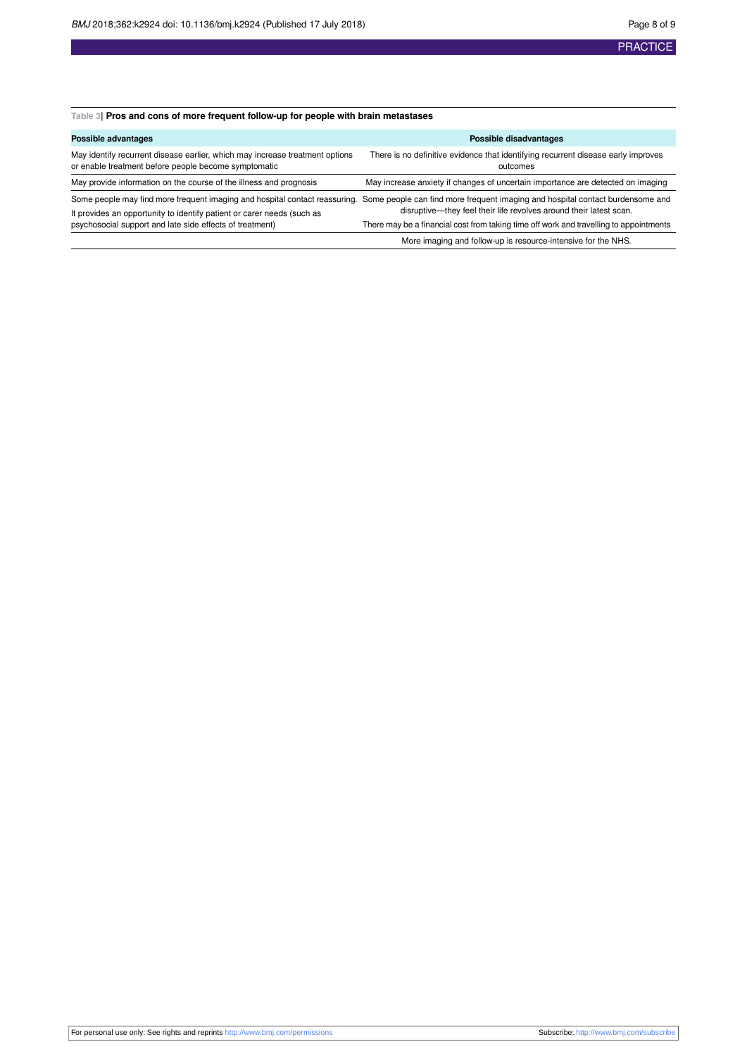**Table 3| Pros and cons of more frequent follow-up for people with brain metastases**

| Possible advantages | Possible disadvantages |
|---|---|
| May identify recurrent disease earlier, which may increase treatment options or enable treatment before people become symptomatic | There is no definitive evidence that identifying recurrent disease early improves outcomes |
| May provide information on the course of the illness and prognosis | May increase anxiety if changes of uncertain importance are detected on imaging |
| Some people may find more frequent imaging and hospital contact reassuring. It provides an opportunity to identify patient or carer needs (such as psychosocial support and late side effects of treatment) | Some people can find more frequent imaging and hospital contact burdensome and disruptive—they feel their life revolves around their latest scan. There may be a financial cost from taking time off work and travelling to appointments |
| | More imaging and follow-up is resource-intensive for the NHS. |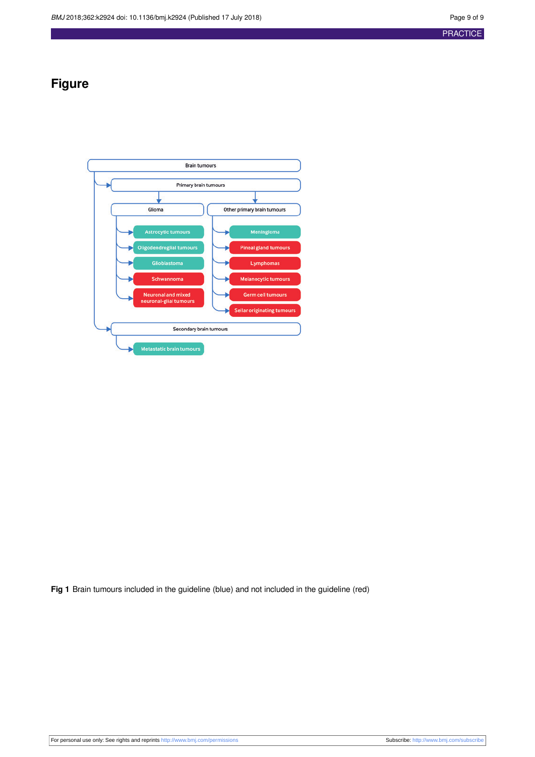# Figure

Brain tumours

Primary brain tumours

Glioma

Astrocytic tumours

Oligodendroglial tumours

Glioblastoma

Schwannoma

Neuronal and mixed neuronal-glial tumours

Other primary brain tumours

Meningioma

Pineal gland tumours

Lymphomas

Melanocytic tumours

Germ cell tumours

Sellar originating tumours

Secondary brain tumours

Metastatic brain tumours

**Fig 1** Brain tumours included in the guideline (blue) and not included in the guideline (red)